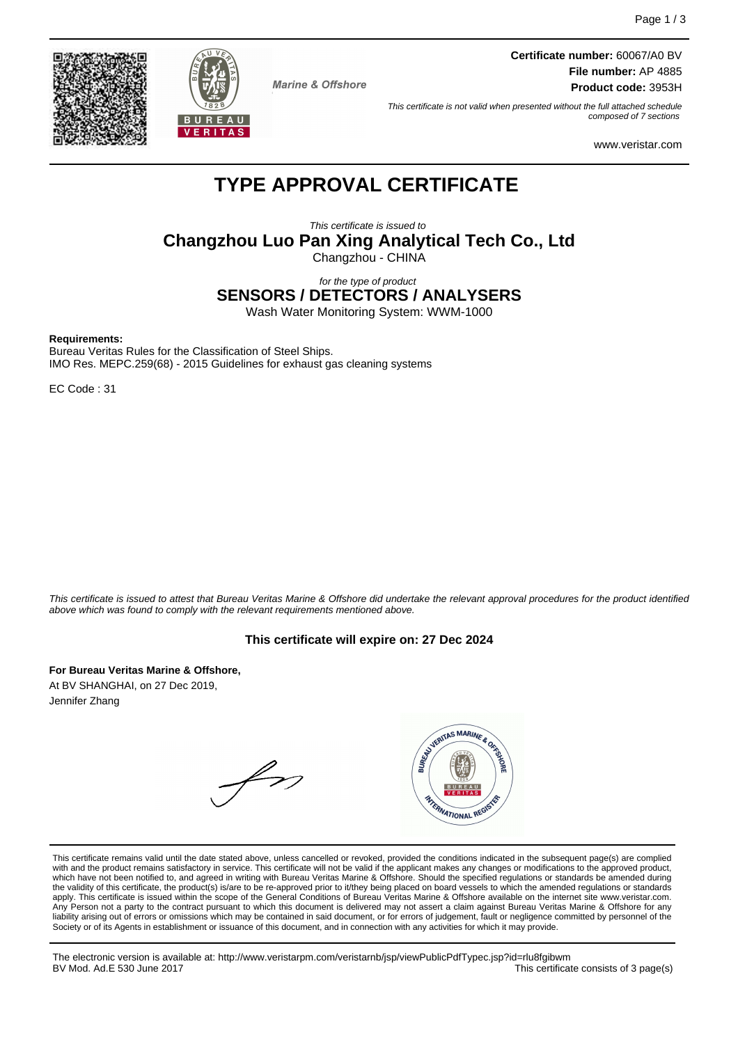Marine & Offshore

**Certificate number:** 60067/A0 BV
**File number:** AP 4885
**Product code:** 3953H

*This certificate is not valid when presented without the full attached schedule composed of 7 sections*

www.veristar.com

# TYPE APPROVAL CERTIFICATE

*This certificate is issued to*

## Changzhou Luo Pan Xing Analytical Tech Co., Ltd

Changzhou - CHINA

*for the type of product*

## SENSORS / DETECTORS / ANALYSERS

Wash Water Monitoring System: WWM-1000

**Requirements:**
Bureau Veritas Rules for the Classification of Steel Ships.
IMO Res. MEPC.259(68) - 2015 Guidelines for exhaust gas cleaning systems

EC Code : 31

*This certificate is issued to attest that Bureau Veritas Marine & Offshore did undertake the relevant approval procedures for the product identified above which was found to comply with the relevant requirements mentioned above.*

**This certificate will expire on: 27 Dec 2024**

**For Bureau Veritas Marine & Offshore,**
At BV SHANGHAI, on 27 Dec 2019,
Jennifer Zhang

This certificate remains valid until the date stated above, unless cancelled or revoked, provided the conditions indicated in the subsequent page(s) are complied with and the product remains satisfactory in service. This certificate will not be valid if the applicant makes any changes or modifications to the approved product, which have not been notified to, and agreed in writing with Bureau Veritas Marine & Offshore. Should the specified regulations or standards be amended during the validity of this certificate, the product(s) is/are to be re-approved prior to it/they being placed on board vessels to which the amended regulations or standards apply. This certificate is issued within the scope of the General Conditions of Bureau Veritas Marine & Offshore available on the internet site www.veristar.com. Any Person not a party to the contract pursuant to which this document is delivered may not assert a claim against Bureau Veritas Marine & Offshore for any liability arising out of errors or omissions which may be contained in said document, or for errors of judgement, fault or negligence committed by personnel of the Society or of its Agents in establishment or issuance of this document, and in connection with any activities for which it may provide.

The electronic version is available at: http://www.veristarpm.com/veristarnb/jsp/viewPublicPdfTypec.jsp?id=rlu8fgibwm
BV Mod. Ad.E 530 June 2017

This certificate consists of 3 page(s)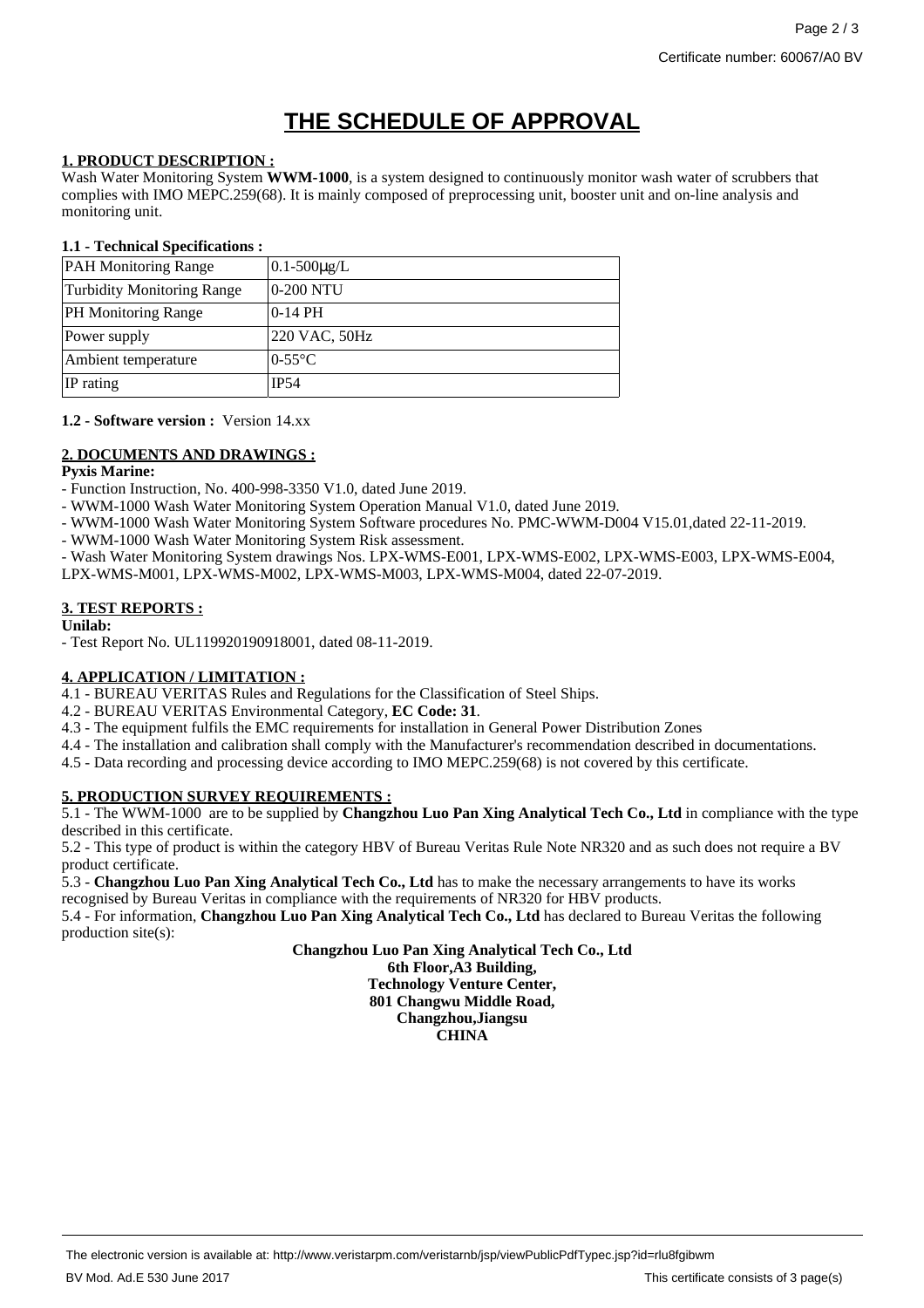# THE SCHEDULE OF APPROVAL

## 1. PRODUCT DESCRIPTION :

Wash Water Monitoring System **WWM-1000**, is a system designed to continuously monitor wash water of scrubbers that complies with IMO MEPC.259(68). It is mainly composed of preprocessing unit, booster unit and on-line analysis and monitoring unit.

### 1.1 - Technical Specifications :

| | |
|---|---|
| PAH Monitoring Range | 0.1-500μg/L |
| Turbidity Monitoring Range | 0-200 NTU |
| PH Monitoring Range | 0-14 PH |
| Power supply | 220 VAC, 50Hz |
| Ambient temperature | 0-55°C |
| IP rating | IP54 |

**1.2 - Software version :** Version 14.xx

## 2. DOCUMENTS AND DRAWINGS :

**Pyxis Marine:**

- Function Instruction, No. 400-998-3350 V1.0, dated June 2019.
- WWM-1000 Wash Water Monitoring System Operation Manual V1.0, dated June 2019.
- WWM-1000 Wash Water Monitoring System Software procedures No. PMC-WWM-D004 V15.01,dated 22-11-2019.
- WWM-1000 Wash Water Monitoring System Risk assessment.
- Wash Water Monitoring System drawings Nos. LPX-WMS-E001, LPX-WMS-E002, LPX-WMS-E003, LPX-WMS-E004, LPX-WMS-M001, LPX-WMS-M002, LPX-WMS-M003, LPX-WMS-M004, dated 22-07-2019.

## 3. TEST REPORTS :

**Unilab:**

- Test Report No. UL119920190918001, dated 08-11-2019.

## 4. APPLICATION / LIMITATION :

4.1 - BUREAU VERITAS Rules and Regulations for the Classification of Steel Ships.
4.2 - BUREAU VERITAS Environmental Category, **EC Code: 31**.
4.3 - The equipment fulfils the EMC requirements for installation in General Power Distribution Zones
4.4 - The installation and calibration shall comply with the Manufacturer's recommendation described in documentations.
4.5 - Data recording and processing device according to IMO MEPC.259(68) is not covered by this certificate.

## 5. PRODUCTION SURVEY REQUIREMENTS :

5.1 - The WWM-1000 are to be supplied by **Changzhou Luo Pan Xing Analytical Tech Co., Ltd** in compliance with the type described in this certificate.
5.2 - This type of product is within the category HBV of Bureau Veritas Rule Note NR320 and as such does not require a BV product certificate.
5.3 - **Changzhou Luo Pan Xing Analytical Tech Co., Ltd** has to make the necessary arrangements to have its works recognised by Bureau Veritas in compliance with the requirements of NR320 for HBV products.
5.4 - For information, **Changzhou Luo Pan Xing Analytical Tech Co., Ltd** has declared to Bureau Veritas the following production site(s):

**Changzhou Luo Pan Xing Analytical Tech Co., Ltd**
**6th Floor,A3 Building,**
**Technology Venture Center,**
**801 Changwu Middle Road,**
**Changzhou,Jiangsu**
**CHINA**

The electronic version is available at: http://www.veristarpm.com/veristarnb/jsp/viewPublicPdfTypec.jsp?id=rlu8fgibwm

BV Mod. Ad.E 530 June 2017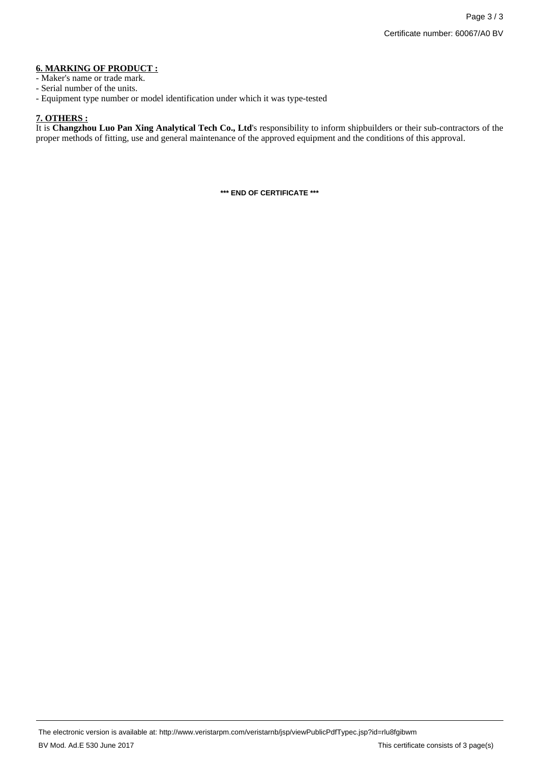## 6. MARKING OF PRODUCT :

- Maker's name or trade mark.
- Serial number of the units.
- Equipment type number or model identification under which it was type-tested

## 7. OTHERS :

It is **Changzhou Luo Pan Xing Analytical Tech Co., Ltd**'s responsibility to inform shipbuilders or their sub-contractors of the proper methods of fitting, use and general maintenance of the approved equipment and the conditions of this approval.

**\*\*\* END OF CERTIFICATE \*\*\***

The electronic version is available at: http://www.veristarpm.com/veristarnb/jsp/viewPublicPdfTypec.jsp?id=rlu8fgibwm

BV Mod. Ad.E 530 June 2017

This certificate consists of 3 page(s)